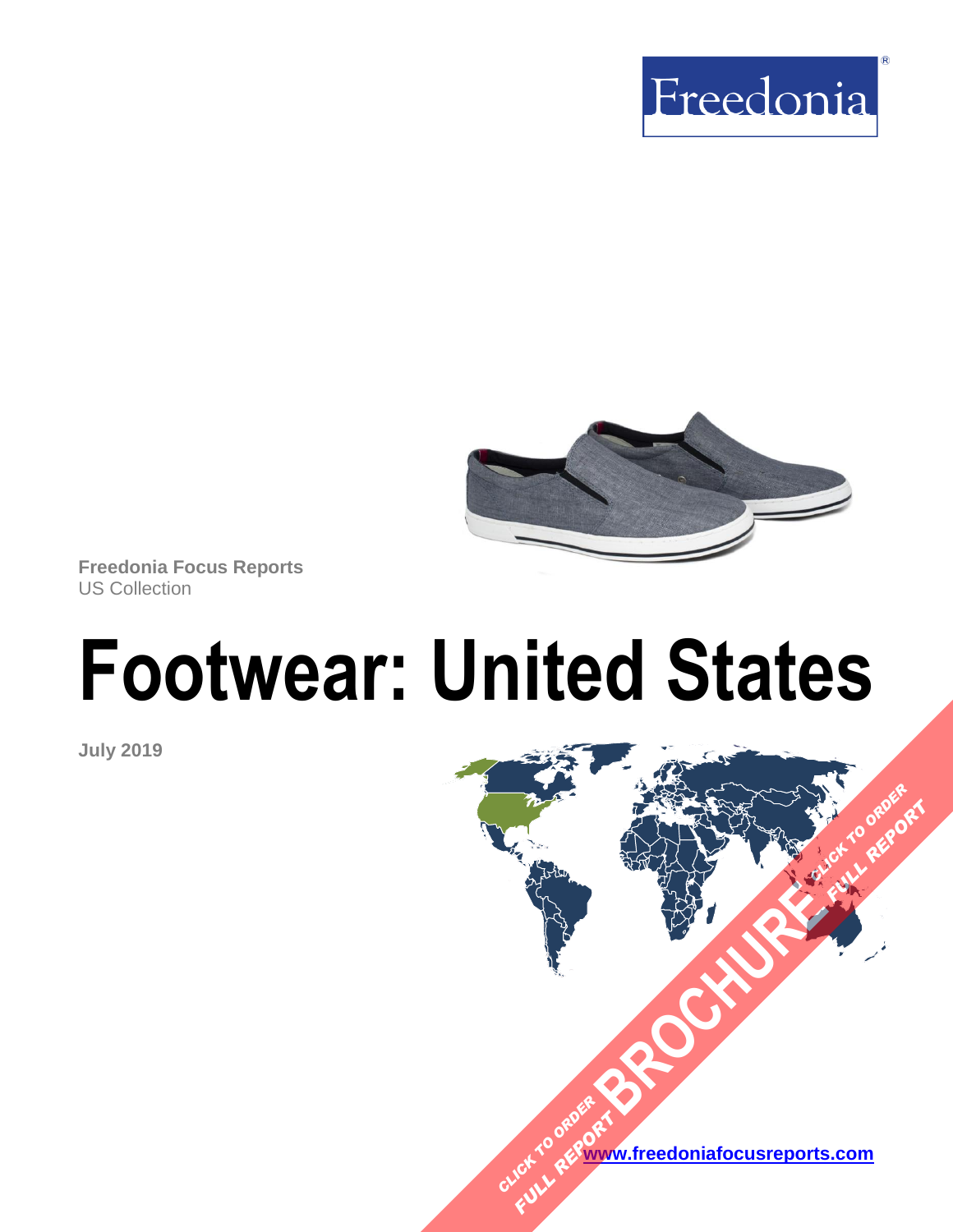Freedonia®

Freedonia Focus Reports
US Collection

# Footwear: United States

**July 2019**

CLICK TO ORDER FULL REPORT BROCHURE CLICK TO ORDER FULL REPORT

www.freedoniafocusreports.com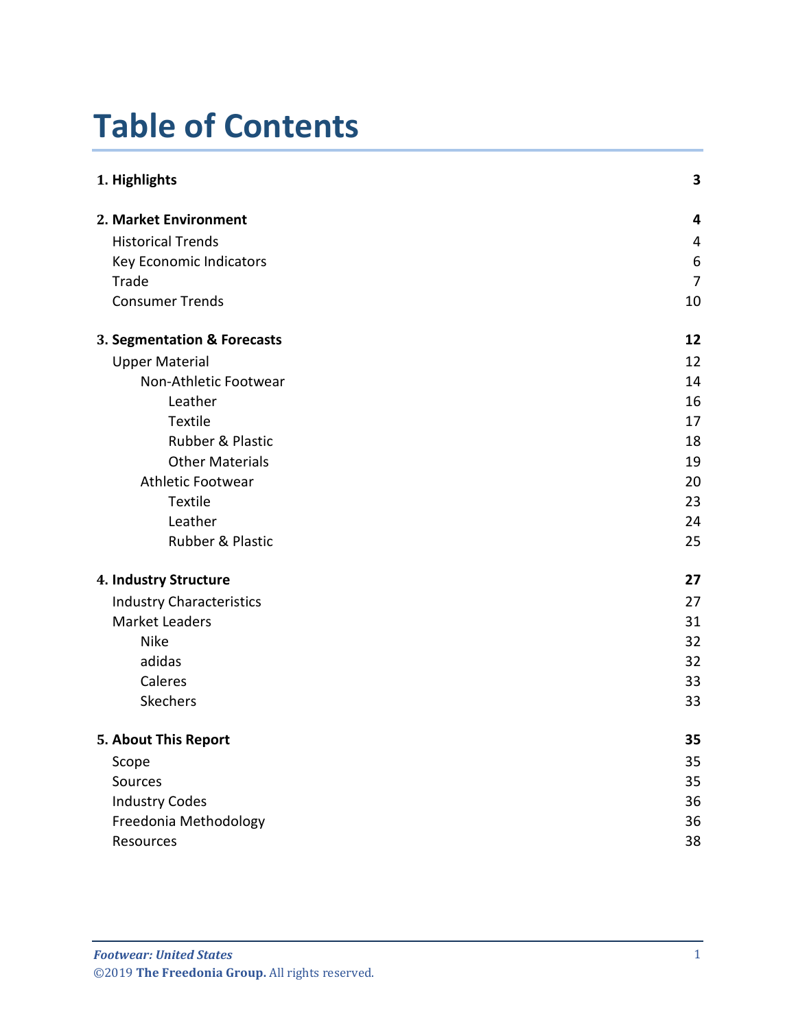# Table of Contents

| | |
|---|---|
| **1. Highlights** | **3** |
| **2. Market Environment** | **4** |
| Historical Trends | 4 |
| Key Economic Indicators | 6 |
| Trade | 7 |
| Consumer Trends | 10 |
| **3. Segmentation & Forecasts** | **12** |
| Upper Material | 12 |
| Non-Athletic Footwear | 14 |
| Leather | 16 |
| Textile | 17 |
| Rubber & Plastic | 18 |
| Other Materials | 19 |
| Athletic Footwear | 20 |
| Textile | 23 |
| Leather | 24 |
| Rubber & Plastic | 25 |
| **4. Industry Structure** | **27** |
| Industry Characteristics | 27 |
| Market Leaders | 31 |
| Nike | 32 |
| adidas | 32 |
| Caleres | 33 |
| Skechers | 33 |
| **5. About This Report** | **35** |
| Scope | 35 |
| Sources | 35 |
| Industry Codes | 36 |
| Freedonia Methodology | 36 |
| Resources | 38 |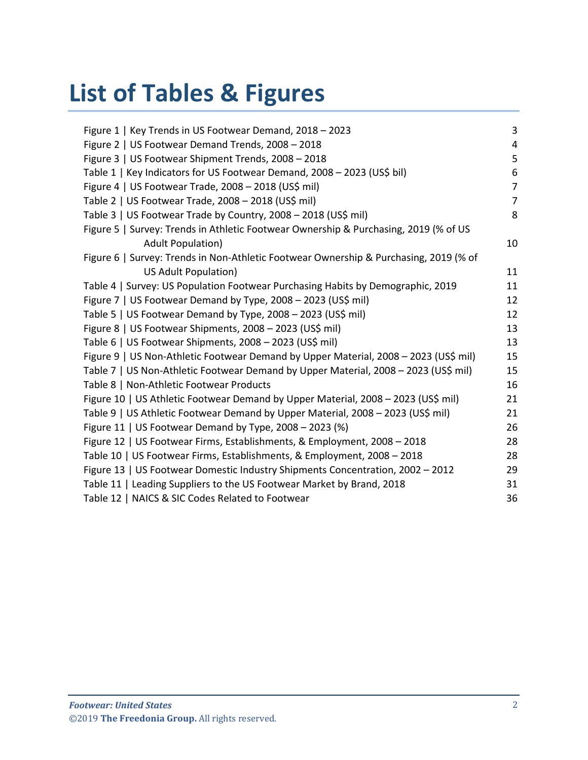# List of Tables & Figures

| | |
|---|---|
| Figure 1 \| Key Trends in US Footwear Demand, 2018 – 2023 | 3 |
| Figure 2 \| US Footwear Demand Trends, 2008 – 2018 | 4 |
| Figure 3 \| US Footwear Shipment Trends, 2008 – 2018 | 5 |
| Table 1 \| Key Indicators for US Footwear Demand, 2008 – 2023 (US$ bil) | 6 |
| Figure 4 \| US Footwear Trade, 2008 – 2018 (US$ mil) | 7 |
| Table 2 \| US Footwear Trade, 2008 – 2018 (US$ mil) | 7 |
| Table 3 \| US Footwear Trade by Country, 2008 – 2018 (US$ mil) | 8 |
| Figure 5 \| Survey: Trends in Athletic Footwear Ownership & Purchasing, 2019 (% of US Adult Population) | 10 |
| Figure 6 \| Survey: Trends in Non-Athletic Footwear Ownership & Purchasing, 2019 (% of US Adult Population) | 11 |
| Table 4 \| Survey: US Population Footwear Purchasing Habits by Demographic, 2019 | 11 |
| Figure 7 \| US Footwear Demand by Type, 2008 – 2023 (US$ mil) | 12 |
| Table 5 \| US Footwear Demand by Type, 2008 – 2023 (US$ mil) | 12 |
| Figure 8 \| US Footwear Shipments, 2008 – 2023 (US$ mil) | 13 |
| Table 6 \| US Footwear Shipments, 2008 – 2023 (US$ mil) | 13 |
| Figure 9 \| US Non-Athletic Footwear Demand by Upper Material, 2008 – 2023 (US$ mil) | 15 |
| Table 7 \| US Non-Athletic Footwear Demand by Upper Material, 2008 – 2023 (US$ mil) | 15 |
| Table 8 \| Non-Athletic Footwear Products | 16 |
| Figure 10 \| US Athletic Footwear Demand by Upper Material, 2008 – 2023 (US$ mil) | 21 |
| Table 9 \| US Athletic Footwear Demand by Upper Material, 2008 – 2023 (US$ mil) | 21 |
| Figure 11 \| US Footwear Demand by Type, 2008 – 2023 (%) | 26 |
| Figure 12 \| US Footwear Firms, Establishments, & Employment, 2008 – 2018 | 28 |
| Table 10 \| US Footwear Firms, Establishments, & Employment, 2008 – 2018 | 28 |
| Figure 13 \| US Footwear Domestic Industry Shipments Concentration, 2002 – 2012 | 29 |
| Table 11 \| Leading Suppliers to the US Footwear Market by Brand, 2018 | 31 |
| Table 12 \| NAICS & SIC Codes Related to Footwear | 36 |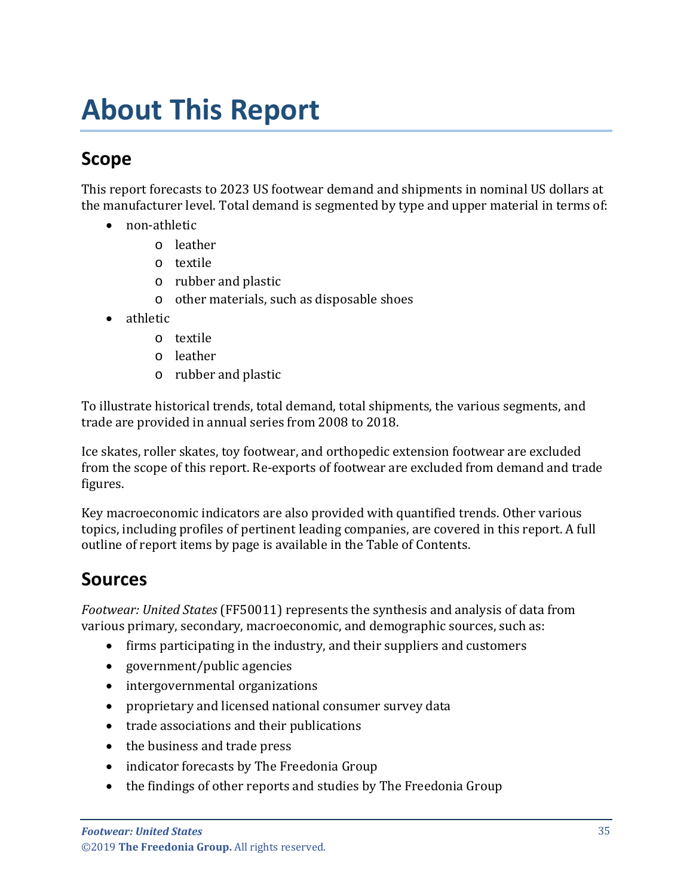# About This Report

## Scope

This report forecasts to 2023 US footwear demand and shipments in nominal US dollars at the manufacturer level. Total demand is segmented by type and upper material in terms of:

- non-athletic
  - leather
  - textile
  - rubber and plastic
  - other materials, such as disposable shoes
- athletic
  - textile
  - leather
  - rubber and plastic

To illustrate historical trends, total demand, total shipments, the various segments, and trade are provided in annual series from 2008 to 2018.

Ice skates, roller skates, toy footwear, and orthopedic extension footwear are excluded from the scope of this report. Re-exports of footwear are excluded from demand and trade figures.

Key macroeconomic indicators are also provided with quantified trends. Other various topics, including profiles of pertinent leading companies, are covered in this report. A full outline of report items by page is available in the Table of Contents.

## Sources

*Footwear: United States* (FF50011) represents the synthesis and analysis of data from various primary, secondary, macroeconomic, and demographic sources, such as:

- firms participating in the industry, and their suppliers and customers
- government/public agencies
- intergovernmental organizations
- proprietary and licensed national consumer survey data
- trade associations and their publications
- the business and trade press
- indicator forecasts by The Freedonia Group
- the findings of other reports and studies by The Freedonia Group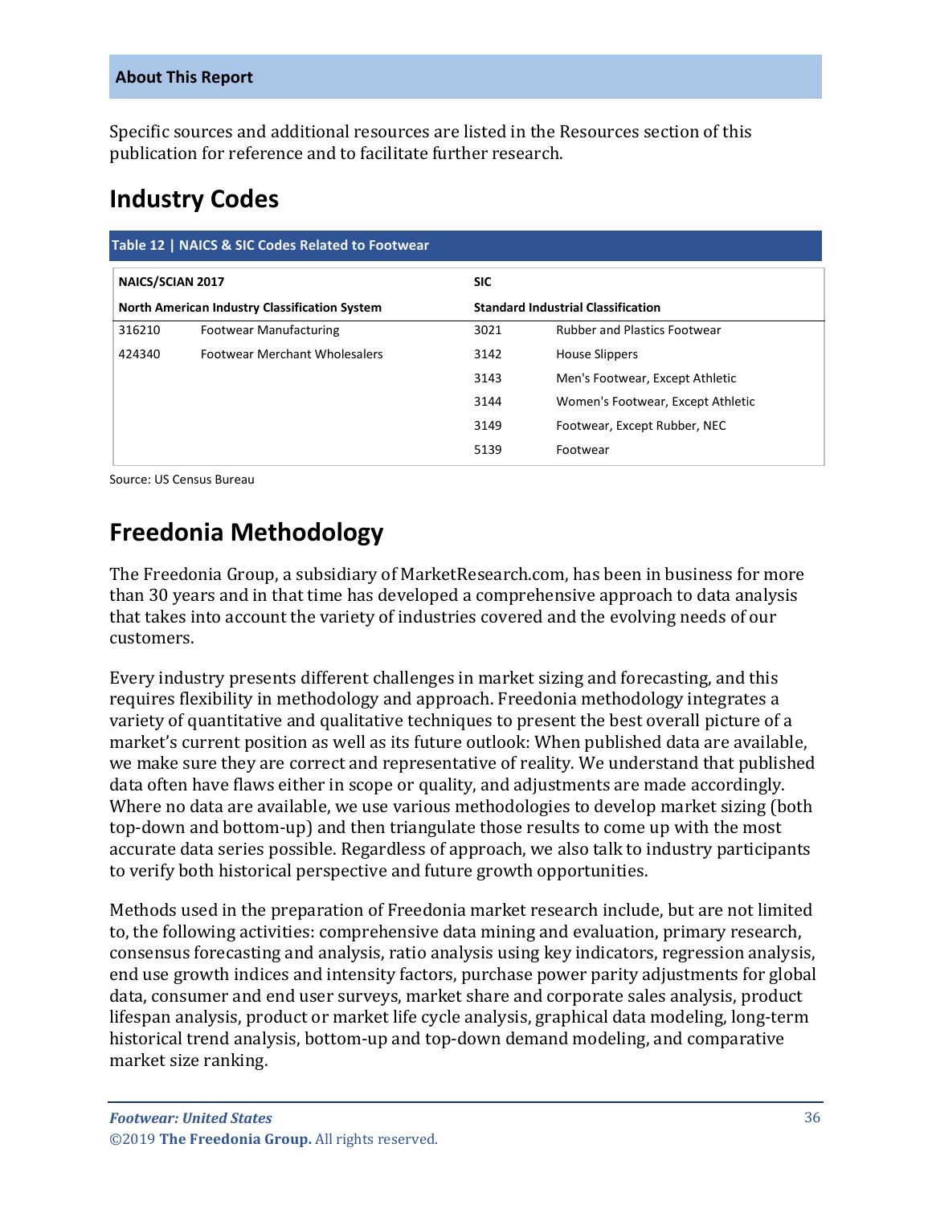About This Report

Specific sources and additional resources are listed in the Resources section of this publication for reference and to facilitate further research.

## Industry Codes

**Table 12 | NAICS & SIC Codes Related to Footwear**

| NAICS/SCIAN 2017 | | SIC | |
|---|---|---|---|
| **North American Industry Classification System** | | **Standard Industrial Classification** | |
| 316210 | Footwear Manufacturing | 3021 | Rubber and Plastics Footwear |
| 424340 | Footwear Merchant Wholesalers | 3142 | House Slippers |
| | | 3143 | Men's Footwear, Except Athletic |
| | | 3144 | Women's Footwear, Except Athletic |
| | | 3149 | Footwear, Except Rubber, NEC |
| | | 5139 | Footwear |

Source: US Census Bureau

## Freedonia Methodology

The Freedonia Group, a subsidiary of MarketResearch.com, has been in business for more than 30 years and in that time has developed a comprehensive approach to data analysis that takes into account the variety of industries covered and the evolving needs of our customers.

Every industry presents different challenges in market sizing and forecasting, and this requires flexibility in methodology and approach. Freedonia methodology integrates a variety of quantitative and qualitative techniques to present the best overall picture of a market's current position as well as its future outlook: When published data are available, we make sure they are correct and representative of reality. We understand that published data often have flaws either in scope or quality, and adjustments are made accordingly. Where no data are available, we use various methodologies to develop market sizing (both top-down and bottom-up) and then triangulate those results to come up with the most accurate data series possible. Regardless of approach, we also talk to industry participants to verify both historical perspective and future growth opportunities.

Methods used in the preparation of Freedonia market research include, but are not limited to, the following activities: comprehensive data mining and evaluation, primary research, consensus forecasting and analysis, ratio analysis using key indicators, regression analysis, end use growth indices and intensity factors, purchase power parity adjustments for global data, consumer and end user surveys, market share and corporate sales analysis, product lifespan analysis, product or market life cycle analysis, graphical data modeling, long-term historical trend analysis, bottom-up and top-down demand modeling, and comparative market size ranking.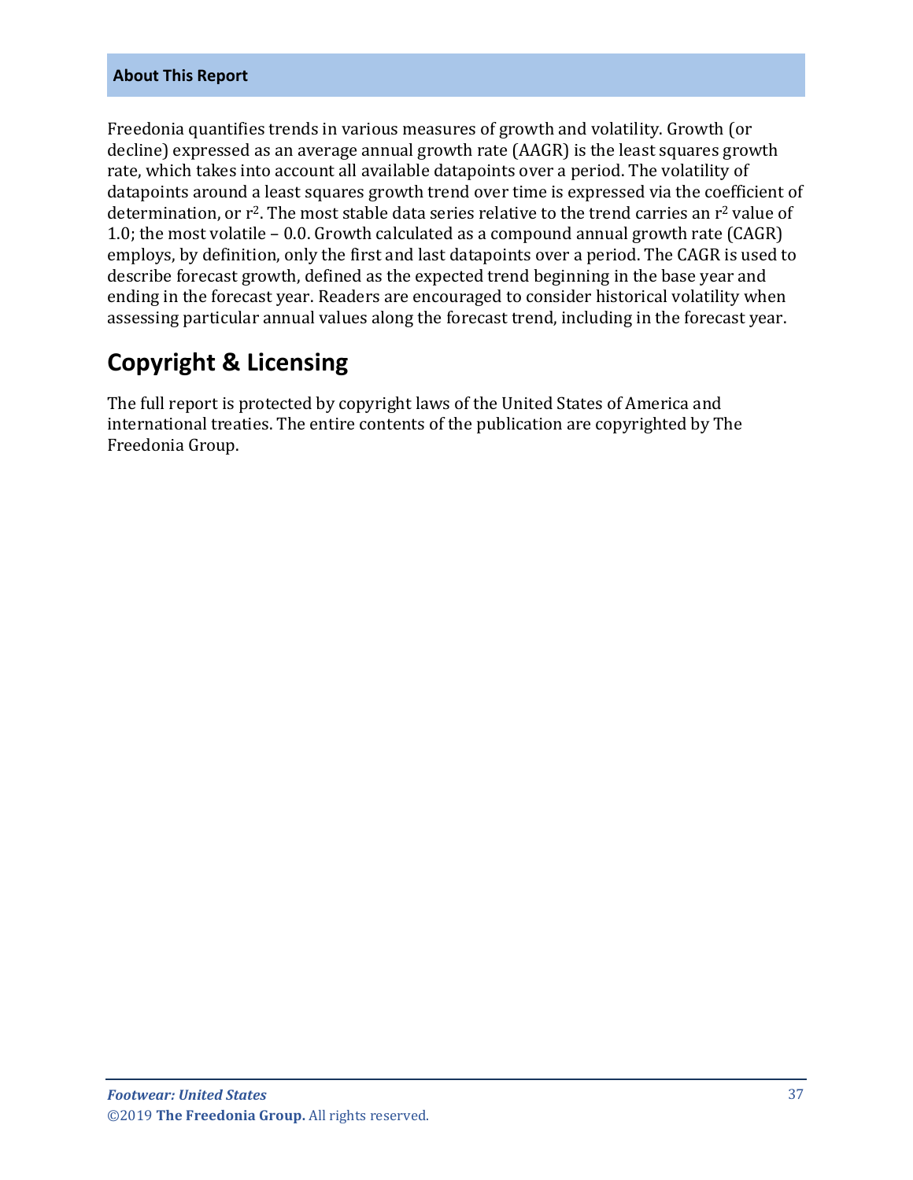**About This Report**

Freedonia quantifies trends in various measures of growth and volatility. Growth (or decline) expressed as an average annual growth rate (AAGR) is the least squares growth rate, which takes into account all available datapoints over a period. The volatility of datapoints around a least squares growth trend over time is expressed via the coefficient of determination, or $r^2$. The most stable data series relative to the trend carries an $r^2$ value of 1.0; the most volatile – 0.0. Growth calculated as a compound annual growth rate (CAGR) employs, by definition, only the first and last datapoints over a period. The CAGR is used to describe forecast growth, defined as the expected trend beginning in the base year and ending in the forecast year. Readers are encouraged to consider historical volatility when assessing particular annual values along the forecast trend, including in the forecast year.

## Copyright & Licensing

The full report is protected by copyright laws of the United States of America and international treaties. The entire contents of the publication are copyrighted by The Freedonia Group.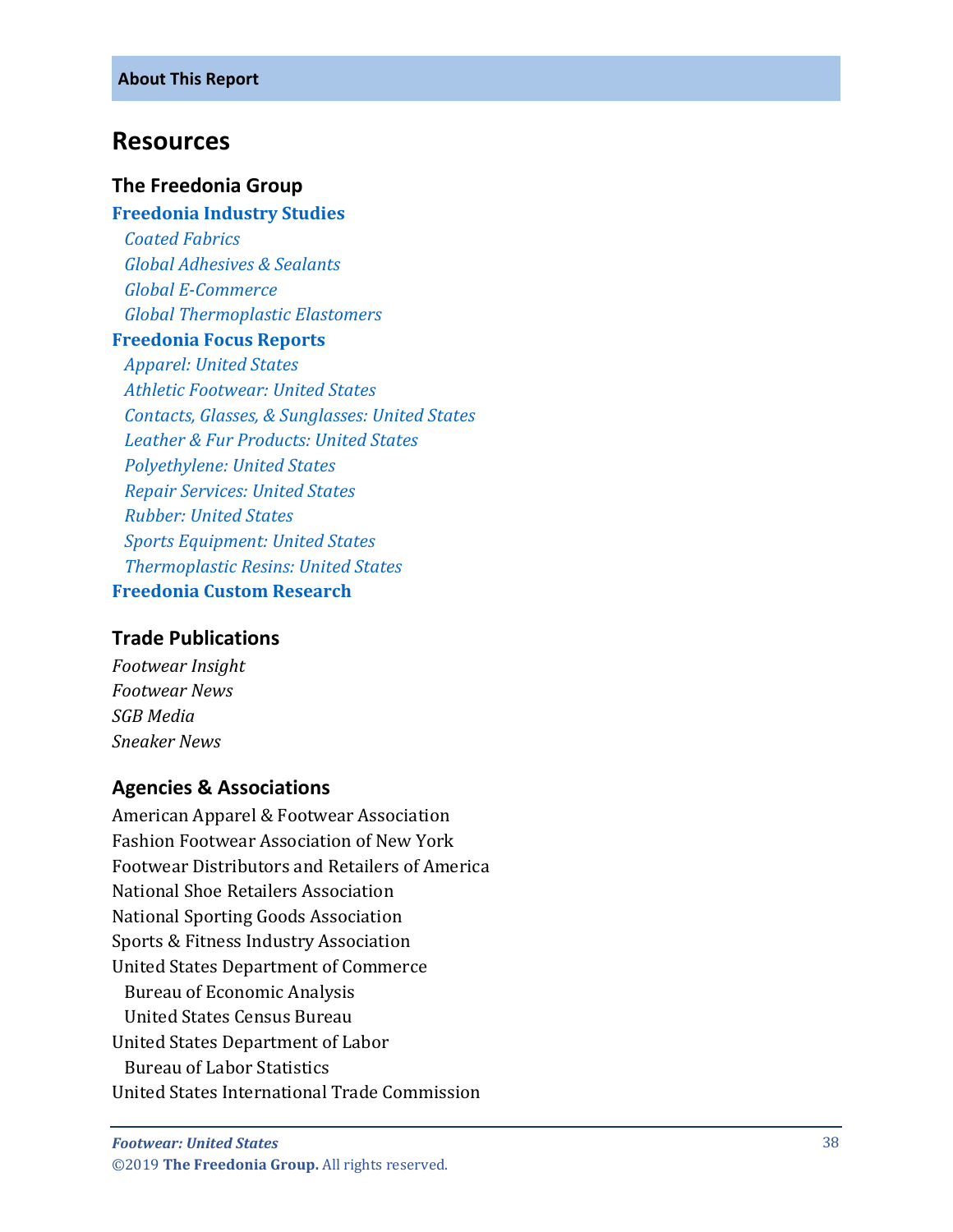## Resources

### The Freedonia Group

**Freedonia Industry Studies**

- *Coated Fabrics*
- *Global Adhesives & Sealants*
- *Global E-Commerce*
- *Global Thermoplastic Elastomers*

**Freedonia Focus Reports**

- *Apparel: United States*
- *Athletic Footwear: United States*
- *Contacts, Glasses, & Sunglasses: United States*
- *Leather & Fur Products: United States*
- *Polyethylene: United States*
- *Repair Services: United States*
- *Rubber: United States*
- *Sports Equipment: United States*
- *Thermoplastic Resins: United States*

**Freedonia Custom Research**

### Trade Publications

*Footwear Insight*
*Footwear News*
*SGB Media*
*Sneaker News*

### Agencies & Associations

American Apparel & Footwear Association
Fashion Footwear Association of New York
Footwear Distributors and Retailers of America
National Shoe Retailers Association
National Sporting Goods Association
Sports & Fitness Industry Association
United States Department of Commerce
  Bureau of Economic Analysis
  United States Census Bureau
United States Department of Labor
  Bureau of Labor Statistics
United States International Trade Commission